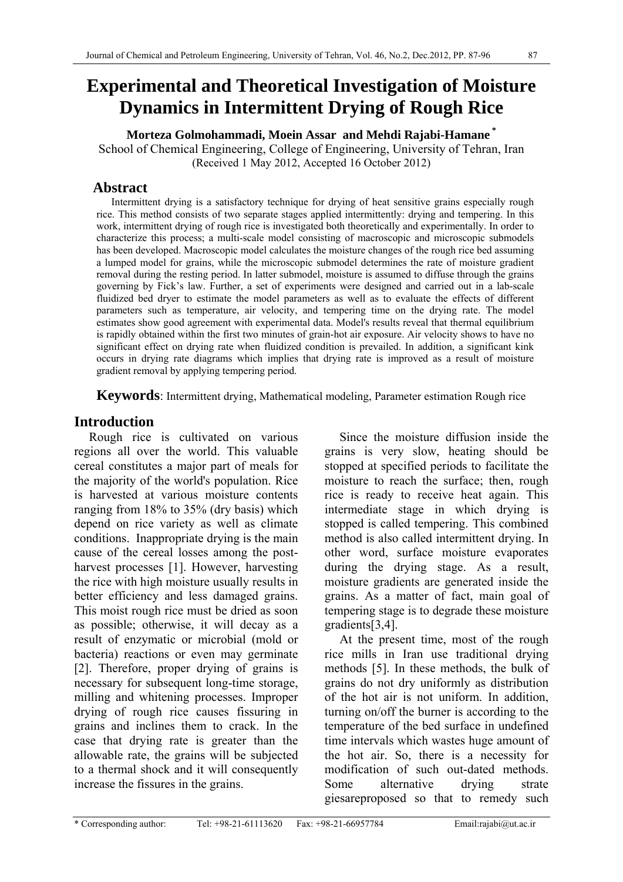# Experimental and Theoretical Investigation of Moisture Dynamics in Intermittent Drying of Rough Rice

**Morteza Golmohammadi, Moein Assar and Mehdi Rajabi-Hamane [*]**

School of Chemical Engineering, College of Engineering, University of Tehran, Iran

(Received 1 May 2012, Accepted 16 October 2012)

## Abstract

Intermittent drying is a satisfactory technique for drying of heat sensitive grains especially rough rice. This method consists of two separate stages applied intermittently: drying and tempering. In this work, intermittent drying of rough rice is investigated both theoretically and experimentally. In order to characterize this process; a multi-scale model consisting of macroscopic and microscopic submodels has been developed. Macroscopic model calculates the moisture changes of the rough rice bed assuming a lumped model for grains, while the microscopic submodel determines the rate of moisture gradient removal during the resting period. In latter submodel, moisture is assumed to diffuse through the grains governing by Fick's law. Further, a set of experiments were designed and carried out in a lab-scale fluidized bed dryer to estimate the model parameters as well as to evaluate the effects of different parameters such as temperature, air velocity, and tempering time on the drying rate. The model estimates show good agreement with experimental data. Model's results reveal that thermal equilibrium is rapidly obtained within the first two minutes of grain-hot air exposure. Air velocity shows to have no significant effect on drying rate when fluidized condition is prevailed. In addition, a significant kink occurs in drying rate diagrams which implies that drying rate is improved as a result of moisture gradient removal by applying tempering period.

**Keywords**: Intermittent drying, Mathematical modeling, Parameter estimation Rough rice

## Introduction

Rough rice is cultivated on various regions all over the world. This valuable cereal constitutes a major part of meals for the majority of the world's population. Rice is harvested at various moisture contents ranging from 18% to 35% (dry basis) which depend on rice variety as well as climate conditions. Inappropriate drying is the main cause of the cereal losses among the post-harvest processes [1]. However, harvesting the rice with high moisture usually results in better efficiency and less damaged grains. This moist rough rice must be dried as soon as possible; otherwise, it will decay as a result of enzymatic or microbial (mold or bacteria) reactions or even may germinate [2]. Therefore, proper drying of grains is necessary for subsequent long-time storage, milling and whitening processes. Improper drying of rough rice causes fissuring in grains and inclines them to crack. In the case that drying rate is greater than the allowable rate, the grains will be subjected to a thermal shock and it will consequently increase the fissures in the grains.

Since the moisture diffusion inside the grains is very slow, heating should be stopped at specified periods to facilitate the moisture to reach the surface; then, rough rice is ready to receive heat again. This intermediate stage in which drying is stopped is called tempering. This combined method is also called intermittent drying. In other word, surface moisture evaporates during the drying stage. As a result, moisture gradients are generated inside the grains. As a matter of fact, main goal of tempering stage is to degrade these moisture gradients[3,4].

At the present time, most of the rough rice mills in Iran use traditional drying methods [5]. In these methods, the bulk of grains do not dry uniformly as distribution of the hot air is not uniform. In addition, turning on/off the burner is according to the temperature of the bed surface in undefined time intervals which wastes huge amount of the hot air. So, there is a necessity for modification of such out-dated methods. Some alternative drying strate giesareproposed so that to remedy such

* Corresponding author: Tel: +98-21-61113620 Fax: +98-21-66957784 Email:rajabi@ut.ac.ir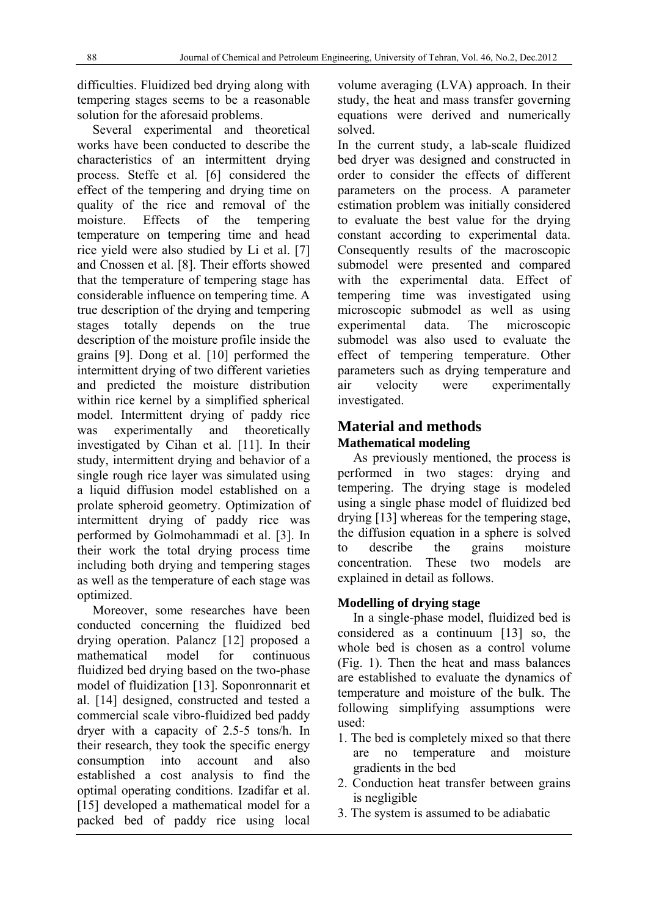difficulties. Fluidized bed drying along with tempering stages seems to be a reasonable solution for the aforesaid problems.

Several experimental and theoretical works have been conducted to describe the characteristics of an intermittent drying process. Steffe et al. [6] considered the effect of the tempering and drying time on quality of the rice and removal of the moisture. Effects of the tempering temperature on tempering time and head rice yield were also studied by Li et al. [7] and Cnossen et al. [8]. Their efforts showed that the temperature of tempering stage has considerable influence on tempering time. A true description of the drying and tempering stages totally depends on the true description of the moisture profile inside the grains [9]. Dong et al. [10] performed the intermittent drying of two different varieties and predicted the moisture distribution within rice kernel by a simplified spherical model. Intermittent drying of paddy rice was experimentally and theoretically investigated by Cihan et al. [11]. In their study, intermittent drying and behavior of a single rough rice layer was simulated using a liquid diffusion model established on a prolate spheroid geometry. Optimization of intermittent drying of paddy rice was performed by Golmohammadi et al. [3]. In their work the total drying process time including both drying and tempering stages as well as the temperature of each stage was optimized.

Moreover, some researches have been conducted concerning the fluidized bed drying operation. Palancz [12] proposed a mathematical model for continuous fluidized bed drying based on the two-phase model of fluidization [13]. Soponronnarit et al. [14] designed, constructed and tested a commercial scale vibro-fluidized bed paddy dryer with a capacity of 2.5-5 tons/h. In their research, they took the specific energy consumption into account and also established a cost analysis to find the optimal operating conditions. Izadifar et al. [15] developed a mathematical model for a packed bed of paddy rice using local volume averaging (LVA) approach. In their study, the heat and mass transfer governing equations were derived and numerically solved.

In the current study, a lab-scale fluidized bed dryer was designed and constructed in order to consider the effects of different parameters on the process. A parameter estimation problem was initially considered to evaluate the best value for the drying constant according to experimental data. Consequently results of the macroscopic submodel were presented and compared with the experimental data. Effect of tempering time was investigated using microscopic submodel as well as using experimental data. The microscopic submodel was also used to evaluate the effect of tempering temperature. Other parameters such as drying temperature and air velocity were experimentally investigated.

## Material and methods

### Mathematical modeling

As previously mentioned, the process is performed in two stages: drying and tempering. The drying stage is modeled using a single phase model of fluidized bed drying [13] whereas for the tempering stage, the diffusion equation in a sphere is solved to describe the grains moisture concentration. These two models are explained in detail as follows.

### Modelling of drying stage

In a single-phase model, fluidized bed is considered as a continuum [13] so, the whole bed is chosen as a control volume (Fig. 1). Then the heat and mass balances are established to evaluate the dynamics of temperature and moisture of the bulk. The following simplifying assumptions were used:

1. The bed is completely mixed so that there are no temperature and moisture gradients in the bed
2. Conduction heat transfer between grains is negligible
3. The system is assumed to be adiabatic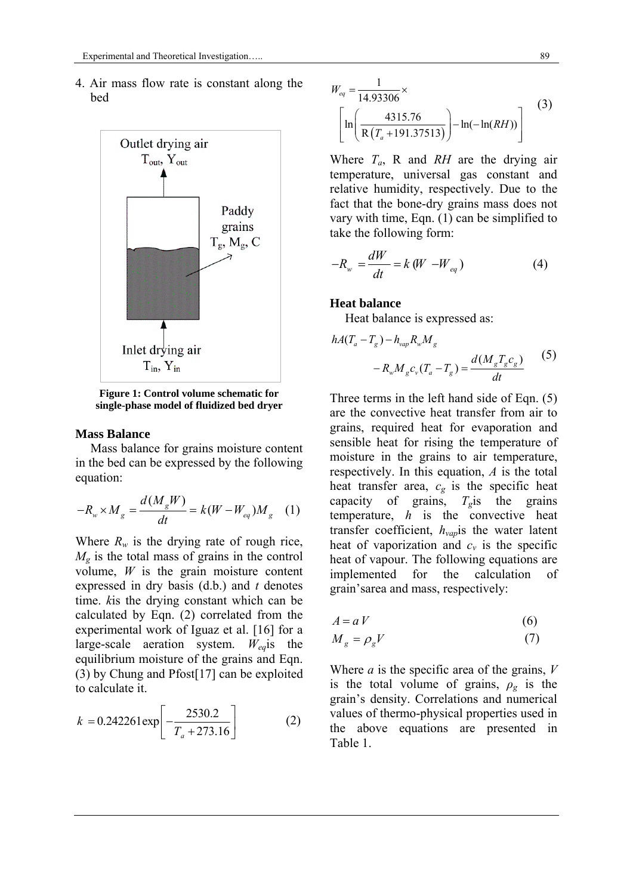4. Air mass flow rate is constant along the bed

Figure 1: Control volume schematic for single-phase model of fluidized bed dryer

### Mass Balance

Mass balance for grains moisture content in the bed can be expressed by the following equation:

$$-R_w \times M_g = \frac{d(M_g W)}{dt} = k(W - W_{eq})M_g \quad (1)$$

Where $R_w$ is the drying rate of rough rice, $M_g$ is the total mass of grains in the control volume, $W$ is the grain moisture content expressed in dry basis (d.b.) and $t$ denotes time. $k$is the drying constant which can be calculated by Eqn. (2) correlated from the experimental work of Iguaz et al. [16] for a large-scale aeration system. $W_{eq}$is the equilibrium moisture of the grains and Eqn. (3) by Chung and Pfost[17] can be exploited to calculate it.

$$k = 0.242261\exp\left[-\frac{2530.2}{T_a + 273.16}\right] \quad (2)$$

$$W_{eq} = \frac{1}{14.93306} \times \left[\ln\left(\frac{4315.76}{R\left(T_a + 191.37513\right)}\right) - \ln(-\ln(RH))\right] \quad (3)$$

Where $T_a$, R and $RH$ are the drying air temperature, universal gas constant and relative humidity, respectively. Due to the fact that the bone-dry grains mass does not vary with time, Eqn. (1) can be simplified to take the following form:

$$-R_w = \frac{dW}{dt} = k(W - W_{eq}) \quad (4)$$

### Heat balance

Heat balance is expressed as:

$$hA(T_a - T_g) - h_{vap}R_w M_g - R_w M_g c_v (T_a - T_g) = \frac{d(M_g T_g c_g)}{dt} \quad (5)$$

Three terms in the left hand side of Eqn. (5) are the convective heat transfer from air to grains, required heat for evaporation and sensible heat for rising the temperature of moisture in the grains to air temperature, respectively. In this equation, $A$ is the total heat transfer area, $c_g$ is the specific heat capacity of grains, $T_g$is the grains temperature, $h$ is the convective heat transfer coefficient, $h_{vap}$is the water latent heat of vaporization and $c_v$ is the specific heat of vapour. The following equations are implemented for the calculation of grain'sarea and mass, respectively:

$$A = aV \quad (6)$$

$$M_g = \rho_g V \quad (7)$$

Where $a$ is the specific area of the grains, $V$ is the total volume of grains, $\rho_g$ is the grain's density. Correlations and numerical values of thermo-physical properties used in the above equations are presented in Table 1.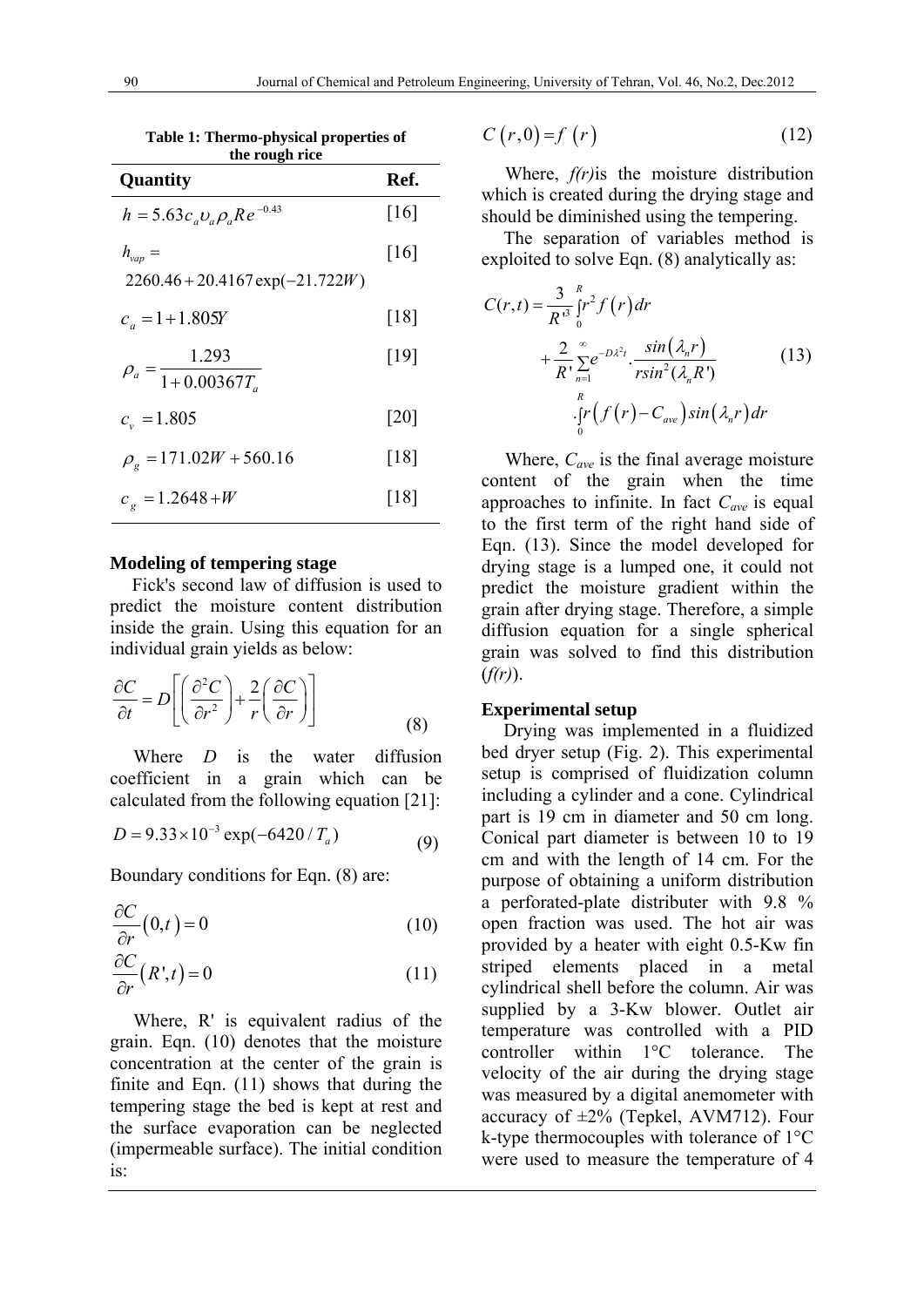**Table 1: Thermo-physical properties of the rough rice**

| Quantity | Ref. |
|---|---|
| $h = 5.63 c_a \upsilon_a \rho_a Re^{-0.43}$ | [16] |
| $h_{vap} = 2260.46 + 20.4167 \exp(-21.722W)$ | [16] |
| $c_a = 1 + 1.805Y$ | [18] |
| $\rho_a = \dfrac{1.293}{1 + 0.00367 T_a}$ | [19] |
| $c_v = 1.805$ | [20] |
| $\rho_g = 171.02W + 560.16$ | [18] |
| $c_g = 1.2648 + W$ | [18] |

## Modeling of tempering stage

Fick's second law of diffusion is used to predict the moisture content distribution inside the grain. Using this equation for an individual grain yields as below:

$$\frac{\partial C}{\partial t} = D\left[\left(\frac{\partial^2 C}{\partial r^2}\right) + \frac{2}{r}\left(\frac{\partial C}{\partial r}\right)\right] \tag{8}$$

Where $D$ is the water diffusion coefficient in a grain which can be calculated from the following equation [21]:

$$D = 9.33 \times 10^{-3} \exp(-6420 / T_a) \tag{9}$$

Boundary conditions for Eqn. (8) are:

$$\frac{\partial C}{\partial r}(0,t) = 0 \tag{10}$$

$$\frac{\partial C}{\partial r}(R',t) = 0 \tag{11}$$

Where, R' is equivalent radius of the grain. Eqn. (10) denotes that the moisture concentration at the center of the grain is finite and Eqn. (11) shows that during the tempering stage the bed is kept at rest and the surface evaporation can be neglected (impermeable surface). The initial condition is:

$$C(r,0) = f(r) \tag{12}$$

Where, $f(r)$ is the moisture distribution which is created during the drying stage and should be diminished using the tempering.

The separation of variables method is exploited to solve Eqn. (8) analytically as:

$$C(r,t) = \frac{3}{R'^3}\int_0^R r^2 f(r)\,dr + \frac{2}{R'}\sum_{n=1}^{\infty} e^{-D\lambda^2 t} \cdot \frac{\sin(\lambda_n r)}{r \sin^2(\lambda_n R')} \cdot \int_0^R r\left(f(r) - C_{ave}\right)\sin(\lambda_n r)\,dr \tag{13}$$

Where, $C_{ave}$ is the final average moisture content of the grain when the time approaches to infinite. In fact $C_{ave}$ is equal to the first term of the right hand side of Eqn. (13). Since the model developed for drying stage is a lumped one, it could not predict the moisture gradient within the grain after drying stage. Therefore, a simple diffusion equation for a single spherical grain was solved to find this distribution ($f(r)$).

## Experimental setup

Drying was implemented in a fluidized bed dryer setup (Fig. 2). This experimental setup is comprised of fluidization column including a cylinder and a cone. Cylindrical part is 19 cm in diameter and 50 cm long. Conical part diameter is between 10 to 19 cm and with the length of 14 cm. For the purpose of obtaining a uniform distribution a perforated-plate distributer with 9.8 % open fraction was used. The hot air was provided by a heater with eight 0.5-Kw fin striped elements placed in a metal cylindrical shell before the column. Air was supplied by a 3-Kw blower. Outlet air temperature was controlled with a PID controller within 1°C tolerance. The velocity of the air during the drying stage was measured by a digital anemometer with accuracy of ±2% (Tepkel, AVM712). Four k-type thermocouples with tolerance of 1°C were used to measure the temperature of 4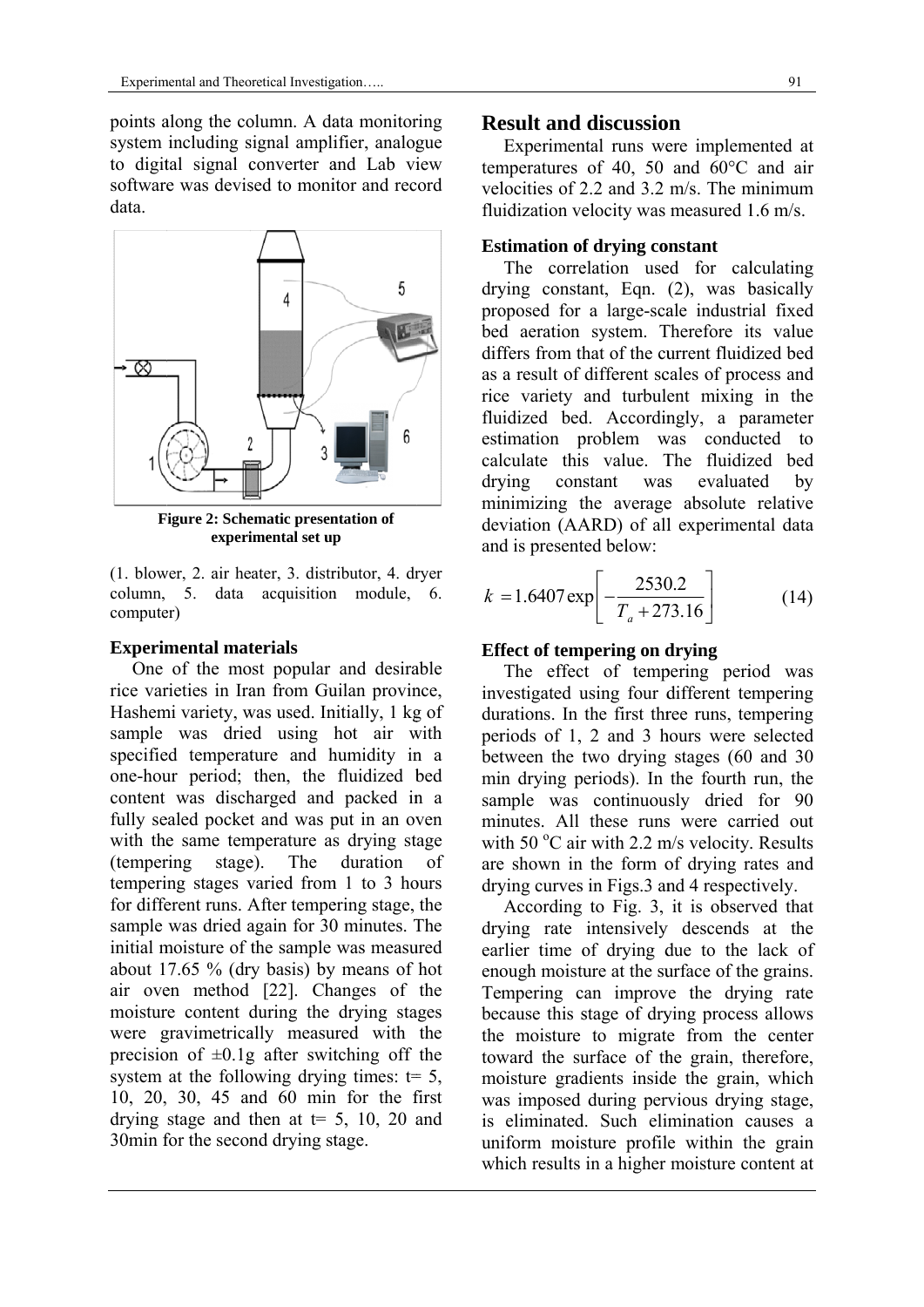points along the column. A data monitoring system including signal amplifier, analogue to digital signal converter and Lab view software was devised to monitor and record data.

**Figure 2: Schematic presentation of experimental set up**

(1. blower, 2. air heater, 3. distributor, 4. dryer column, 5. data acquisition module, 6. computer)

### Experimental materials

One of the most popular and desirable rice varieties in Iran from Guilan province, Hashemi variety, was used. Initially, 1 kg of sample was dried using hot air with specified temperature and humidity in a one-hour period; then, the fluidized bed content was discharged and packed in a fully sealed pocket and was put in an oven with the same temperature as drying stage (tempering stage). The duration of tempering stages varied from 1 to 3 hours for different runs. After tempering stage, the sample was dried again for 30 minutes. The initial moisture of the sample was measured about 17.65 % (dry basis) by means of hot air oven method [22]. Changes of the moisture content during the drying stages were gravimetrically measured with the precision of ±0.1g after switching off the system at the following drying times: t= 5, 10, 20, 30, 45 and 60 min for the first drying stage and then at t= 5, 10, 20 and 30min for the second drying stage.

## Result and discussion

Experimental runs were implemented at temperatures of 40, 50 and 60°C and air velocities of 2.2 and 3.2 m/s. The minimum fluidization velocity was measured 1.6 m/s.

### Estimation of drying constant

The correlation used for calculating drying constant, Eqn. (2), was basically proposed for a large-scale industrial fixed bed aeration system. Therefore its value differs from that of the current fluidized bed as a result of different scales of process and rice variety and turbulent mixing in the fluidized bed. Accordingly, a parameter estimation problem was conducted to calculate this value. The fluidized bed drying constant was evaluated by minimizing the average absolute relative deviation (AARD) of all experimental data and is presented below:

$$k = 1.6407 \exp\left[-\frac{2530.2}{T_a + 273.16}\right] \tag{14}$$

### Effect of tempering on drying

The effect of tempering period was investigated using four different tempering durations. In the first three runs, tempering periods of 1, 2 and 3 hours were selected between the two drying stages (60 and 30 min drying periods). In the fourth run, the sample was continuously dried for 90 minutes. All these runs were carried out with 50 $^{o}$C air with 2.2 m/s velocity. Results are shown in the form of drying rates and drying curves in Figs.3 and 4 respectively.

According to Fig. 3, it is observed that drying rate intensively descends at the earlier time of drying due to the lack of enough moisture at the surface of the grains. Tempering can improve the drying rate because this stage of drying process allows the moisture to migrate from the center toward the surface of the grain, therefore, moisture gradients inside the grain, which was imposed during pervious drying stage, is eliminated. Such elimination causes a uniform moisture profile within the grain which results in a higher moisture content at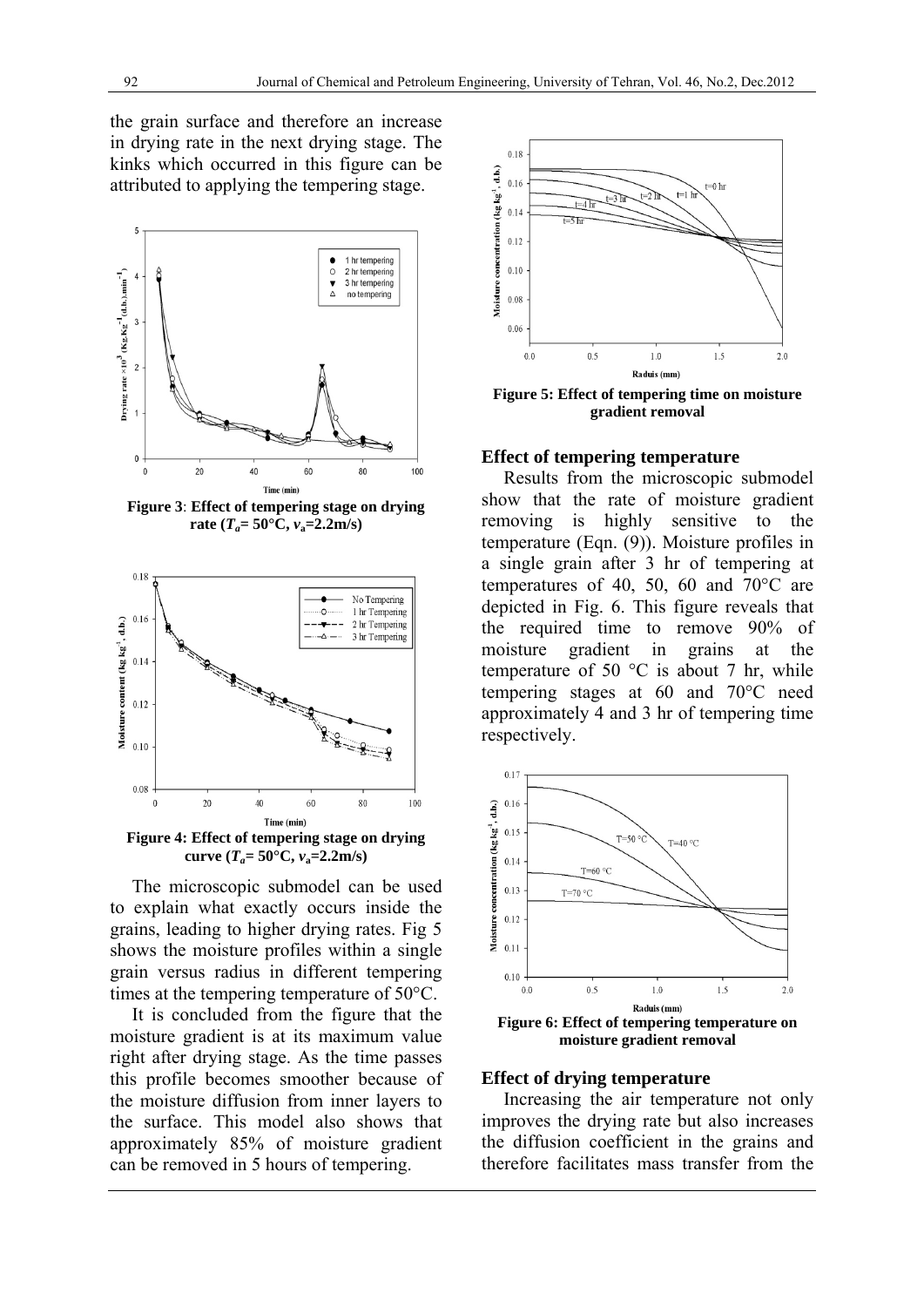the grain surface and therefore an increase in drying rate in the next drying stage. The kinks which occurred in this figure can be attributed to applying the tempering stage.

**Figure 3**: **Effect of tempering stage on drying rate ($T_a$= 50°C, $v_a$=2.2m/s)**

**Figure 4: Effect of tempering stage on drying curve ($T_a$= 50°C, $v_a$=2.2m/s)**

The microscopic submodel can be used to explain what exactly occurs inside the grains, leading to higher drying rates. Fig 5 shows the moisture profiles within a single grain versus radius in different tempering times at the tempering temperature of 50°C.

It is concluded from the figure that the moisture gradient is at its maximum value right after drying stage. As the time passes this profile becomes smoother because of the moisture diffusion from inner layers to the surface. This model also shows that approximately 85% of moisture gradient can be removed in 5 hours of tempering.

**Figure 5: Effect of tempering time on moisture gradient removal**

### Effect of tempering temperature

Results from the microscopic submodel show that the rate of moisture gradient removing is highly sensitive to the temperature (Eqn. (9)). Moisture profiles in a single grain after 3 hr of tempering at temperatures of 40, 50, 60 and 70°C are depicted in Fig. 6. This figure reveals that the required time to remove 90% of moisture gradient in grains at the temperature of 50 °C is about 7 hr, while tempering stages at 60 and 70°C need approximately 4 and 3 hr of tempering time respectively.

**Figure 6: Effect of tempering temperature on moisture gradient removal**

### Effect of drying temperature

Increasing the air temperature not only improves the drying rate but also increases the diffusion coefficient in the grains and therefore facilitates mass transfer from the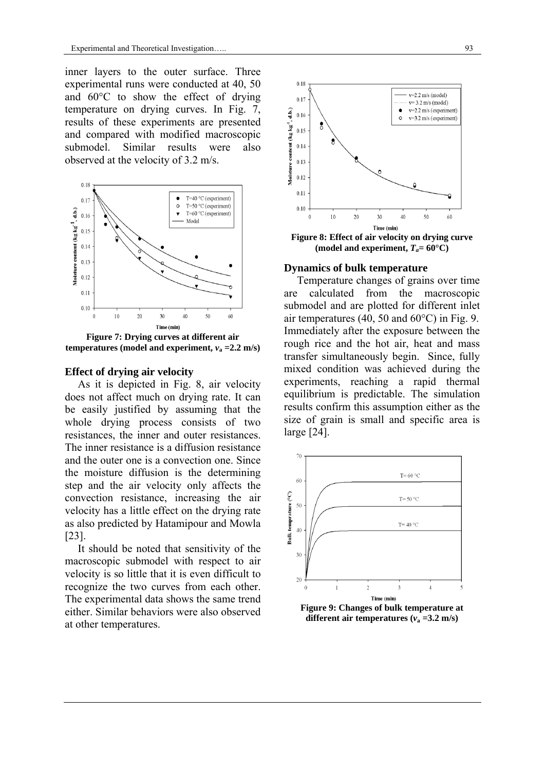inner layers to the outer surface. Three experimental runs were conducted at 40, 50 and 60°C to show the effect of drying temperature on drying curves. In Fig. 7, results of these experiments are presented and compared with modified macroscopic submodel. Similar results were also observed at the velocity of 3.2 m/s.

**Figure 7: Drying curves at different air temperatures (model and experiment, $v_a$ =2.2 m/s)**

### Effect of drying air velocity

As it is depicted in Fig. 8, air velocity does not affect much on drying rate. It can be easily justified by assuming that the whole drying process consists of two resistances, the inner and outer resistances. The inner resistance is a diffusion resistance and the outer one is a convection one. Since the moisture diffusion is the determining step and the air velocity only affects the convection resistance, increasing the air velocity has a little effect on the drying rate as also predicted by Hatamipour and Mowla [23].

It should be noted that sensitivity of the macroscopic submodel with respect to air velocity is so little that it is even difficult to recognize the two curves from each other. The experimental data shows the same trend either. Similar behaviors were also observed at other temperatures.

**Figure 8: Effect of air velocity on drying curve (model and experiment, $T_a$= 60°C)**

### Dynamics of bulk temperature

Temperature changes of grains over time are calculated from the macroscopic submodel and are plotted for different inlet air temperatures (40, 50 and 60°C) in Fig. 9. Immediately after the exposure between the rough rice and the hot air, heat and mass transfer simultaneously begin. Since, fully mixed condition was achieved during the experiments, reaching a rapid thermal equilibrium is predictable. The simulation results confirm this assumption either as the size of grain is small and specific area is large [24].

**Figure 9: Changes of bulk temperature at different air temperatures ($v_a$ =3.2 m/s)**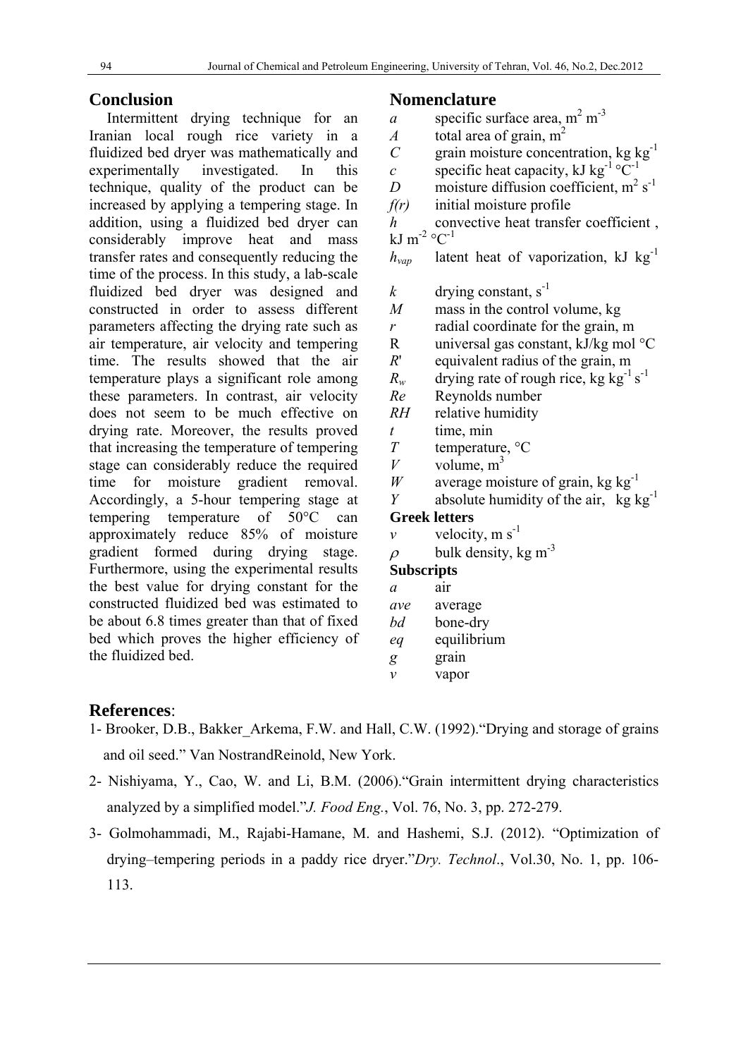## Conclusion

Intermittent drying technique for an Iranian local rough rice variety in a fluidized bed dryer was mathematically and experimentally investigated. In this technique, quality of the product can be increased by applying a tempering stage. In addition, using a fluidized bed dryer can considerably improve heat and mass transfer rates and consequently reducing the time of the process. In this study, a lab-scale fluidized bed dryer was designed and constructed in order to assess different parameters affecting the drying rate such as air temperature, air velocity and tempering time. The results showed that the air temperature plays a significant role among these parameters. In contrast, air velocity does not seem to be much effective on drying rate. Moreover, the results proved that increasing the temperature of tempering stage can considerably reduce the required time for moisture gradient removal. Accordingly, a 5-hour tempering stage at tempering temperature of 50°C can approximately reduce 85% of moisture gradient formed during drying stage. Furthermore, using the experimental results the best value for drying constant for the constructed fluidized bed was estimated to be about 6.8 times greater than that of fixed bed which proves the higher efficiency of the fluidized bed.

## Nomenclature

| | |
|---|---|
| $a$ | specific surface area, $m^2\ m^{-3}$ |
| $A$ | total area of grain, $m^2$ |
| $C$ | grain moisture concentration, $kg\ kg^{-1}$ |
| $c$ | specific heat capacity, $kJ\ kg^{-1}\ °C^{-1}$ |
| $D$ | moisture diffusion coefficient, $m^2\ s^{-1}$ |
| $f(r)$ | initial moisture profile |
| $h$ | convective heat transfer coefficient, $kJ\ m^{-2}\ °C^{-1}$ |
| $h_{vap}$ | latent heat of vaporization, $kJ\ kg^{-1}$ |
| $k$ | drying constant, $s^{-1}$ |
| $M$ | mass in the control volume, kg |
| $r$ | radial coordinate for the grain, m |
| R | universal gas constant, kJ/kg mol °C |
| $R'$ | equivalent radius of the grain, m |
| $R_w$ | drying rate of rough rice, $kg\ kg^{-1}\ s^{-1}$ |
| $Re$ | Reynolds number |
| $RH$ | relative humidity |
| $t$ | time, min |
| $T$ | temperature, °C |
| $V$ | volume, $m^3$ |
| $W$ | average moisture of grain, $kg\ kg^{-1}$ |
| $Y$ | absolute humidity of the air, $kg\ kg^{-1}$ |

**Greek letters**

| | |
|---|---|
| $v$ | velocity, $m\ s^{-1}$ |
| $\rho$ | bulk density, $kg\ m^{-3}$ |

**Subscripts**

| | |
|---|---|
| $a$ | air |
| $ave$ | average |
| $bd$ | bone-dry |
| $eq$ | equilibrium |
| $g$ | grain |
| $v$ | vapor |

## References:

1- Brooker, D.B., Bakker_Arkema, F.W. and Hall, C.W. (1992)."Drying and storage of grains and oil seed." Van NostrandReinold, New York.

2- Nishiyama, Y., Cao, W. and Li, B.M. (2006)."Grain intermittent drying characteristics analyzed by a simplified model."*J. Food Eng.*, Vol. 76, No. 3, pp. 272-279.

3- Golmohammadi, M., Rajabi-Hamane, M. and Hashemi, S.J. (2012). "Optimization of drying–tempering periods in a paddy rice dryer."*Dry. Technol*., Vol.30, No. 1, pp. 106-113.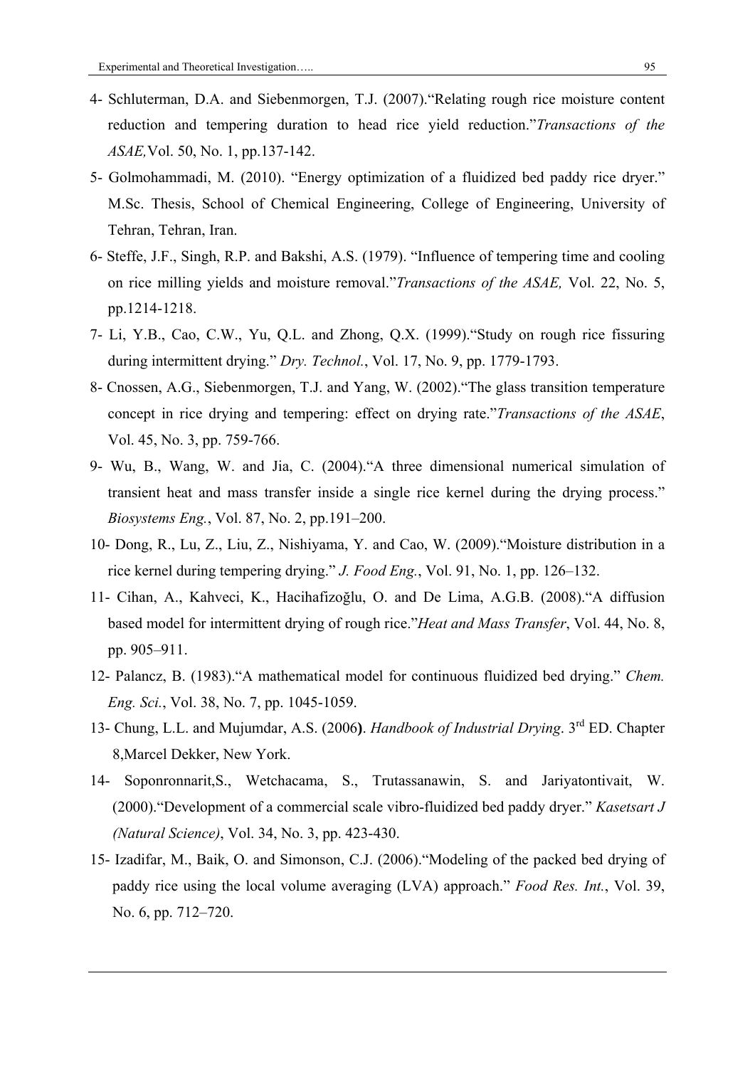4- Schluterman, D.A. and Siebenmorgen, T.J. (2007).“Relating rough rice moisture content reduction and tempering duration to head rice yield reduction.”*Transactions of the ASAE,*Vol. 50, No. 1, pp.137-142.

5- Golmohammadi, M. (2010). “Energy optimization of a fluidized bed paddy rice dryer.” M.Sc. Thesis, School of Chemical Engineering, College of Engineering, University of Tehran, Tehran, Iran.

6- Steffe, J.F., Singh, R.P. and Bakshi, A.S. (1979). “Influence of tempering time and cooling on rice milling yields and moisture removal.”*Transactions of the ASAE,* Vol. 22, No. 5, pp.1214-1218.

7- Li, Y.B., Cao, C.W., Yu, Q.L. and Zhong, Q.X. (1999).“Study on rough rice fissuring during intermittent drying.” *Dry. Technol.*, Vol. 17, No. 9, pp. 1779-1793.

8- Cnossen, A.G., Siebenmorgen, T.J. and Yang, W. (2002).“The glass transition temperature concept in rice drying and tempering: effect on drying rate.”*Transactions of the ASAE*, Vol. 45, No. 3, pp. 759-766.

9- Wu, B., Wang, W. and Jia, C. (2004).“A three dimensional numerical simulation of transient heat and mass transfer inside a single rice kernel during the drying process.” *Biosystems Eng.*, Vol. 87, No. 2, pp.191–200.

10- Dong, R., Lu, Z., Liu, Z., Nishiyama, Y. and Cao, W. (2009).“Moisture distribution in a rice kernel during tempering drying.” *J. Food Eng.*, Vol. 91, No. 1, pp. 126–132.

11- Cihan, A., Kahveci, K., Hacihafizoğlu, O. and De Lima, A.G.B. (2008).“A diffusion based model for intermittent drying of rough rice.”*Heat and Mass Transfer*, Vol. 44, No. 8, pp. 905–911.

12- Palancz, B. (1983).“A mathematical model for continuous fluidized bed drying.” *Chem. Eng. Sci.*, Vol. 38, No. 7, pp. 1045-1059.

13- Chung, L.L. and Mujumdar, A.S. (2006**)**. *Handbook of Industrial Drying*. 3rd ED. Chapter 8,Marcel Dekker, New York.

14- Soponronnarit,S., Wetchacama, S., Trutassanawin, S. and Jariyatontivait, W. (2000).“Development of a commercial scale vibro-fluidized bed paddy dryer.” *Kasetsart J (Natural Science)*, Vol. 34, No. 3, pp. 423-430.

15- Izadifar, M., Baik, O. and Simonson, C.J. (2006).“Modeling of the packed bed drying of paddy rice using the local volume averaging (LVA) approach.” *Food Res. Int.*, Vol. 39, No. 6, pp. 712–720.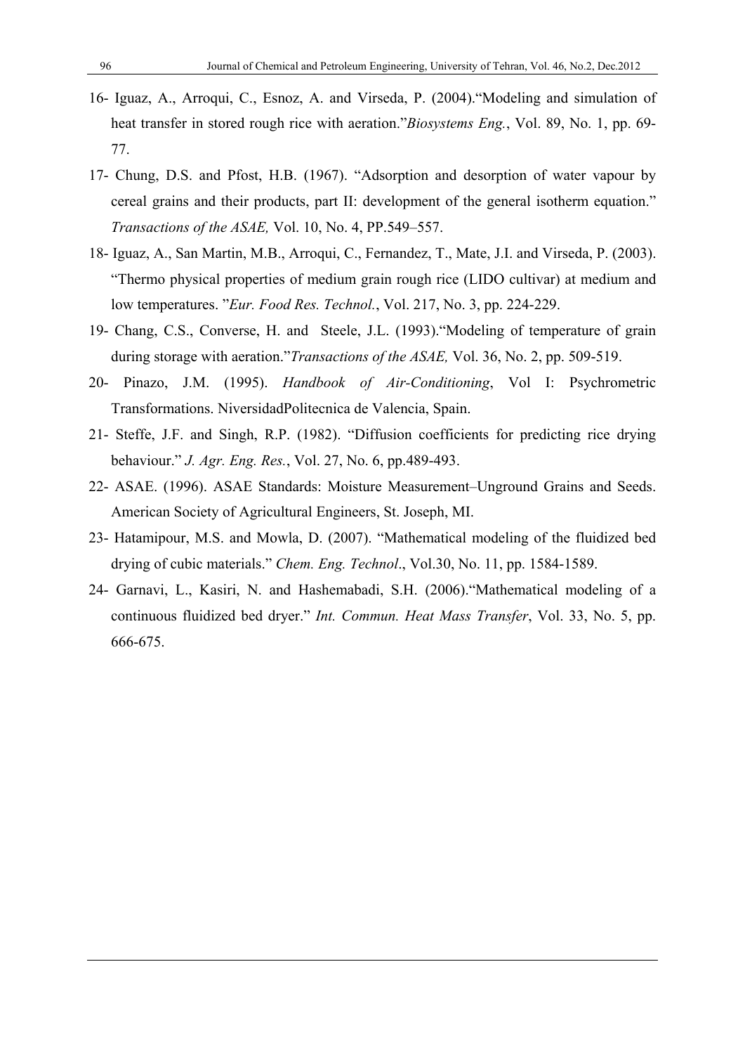16- Iguaz, A., Arroqui, C., Esnoz, A. and Virseda, P. (2004).“Modeling and simulation of heat transfer in stored rough rice with aeration.”*Biosystems Eng.*, Vol. 89, No. 1, pp. 69-77.

17- Chung, D.S. and Pfost, H.B. (1967). “Adsorption and desorption of water vapour by cereal grains and their products, part II: development of the general isotherm equation.” *Transactions of the ASAE,* Vol. 10, No. 4, PP.549–557.

18- Iguaz, A., San Martin, M.B., Arroqui, C., Fernandez, T., Mate, J.I. and Virseda, P. (2003). “Thermo physical properties of medium grain rough rice (LIDO cultivar) at medium and low temperatures. ”*Eur. Food Res. Technol.*, Vol. 217, No. 3, pp. 224-229.

19- Chang, C.S., Converse, H. and Steele, J.L. (1993).“Modeling of temperature of grain during storage with aeration.”*Transactions of the ASAE,* Vol. 36, No. 2, pp. 509-519.

20- Pinazo, J.M. (1995). *Handbook of Air-Conditioning*, Vol I: Psychrometric Transformations. NiversidadPolitecnica de Valencia, Spain.

21- Steffe, J.F. and Singh, R.P. (1982). “Diffusion coefficients for predicting rice drying behaviour.” *J. Agr. Eng. Res.*, Vol. 27, No. 6, pp.489-493.

22- ASAE. (1996). ASAE Standards: Moisture Measurement–Unground Grains and Seeds. American Society of Agricultural Engineers, St. Joseph, MI.

23- Hatamipour, M.S. and Mowla, D. (2007). “Mathematical modeling of the fluidized bed drying of cubic materials.” *Chem. Eng. Technol*., Vol.30, No. 11, pp. 1584-1589.

24- Garnavi, L., Kasiri, N. and Hashemabadi, S.H. (2006).“Mathematical modeling of a continuous fluidized bed dryer.” *Int. Commun. Heat Mass Transfer*, Vol. 33, No. 5, pp. 666-675.